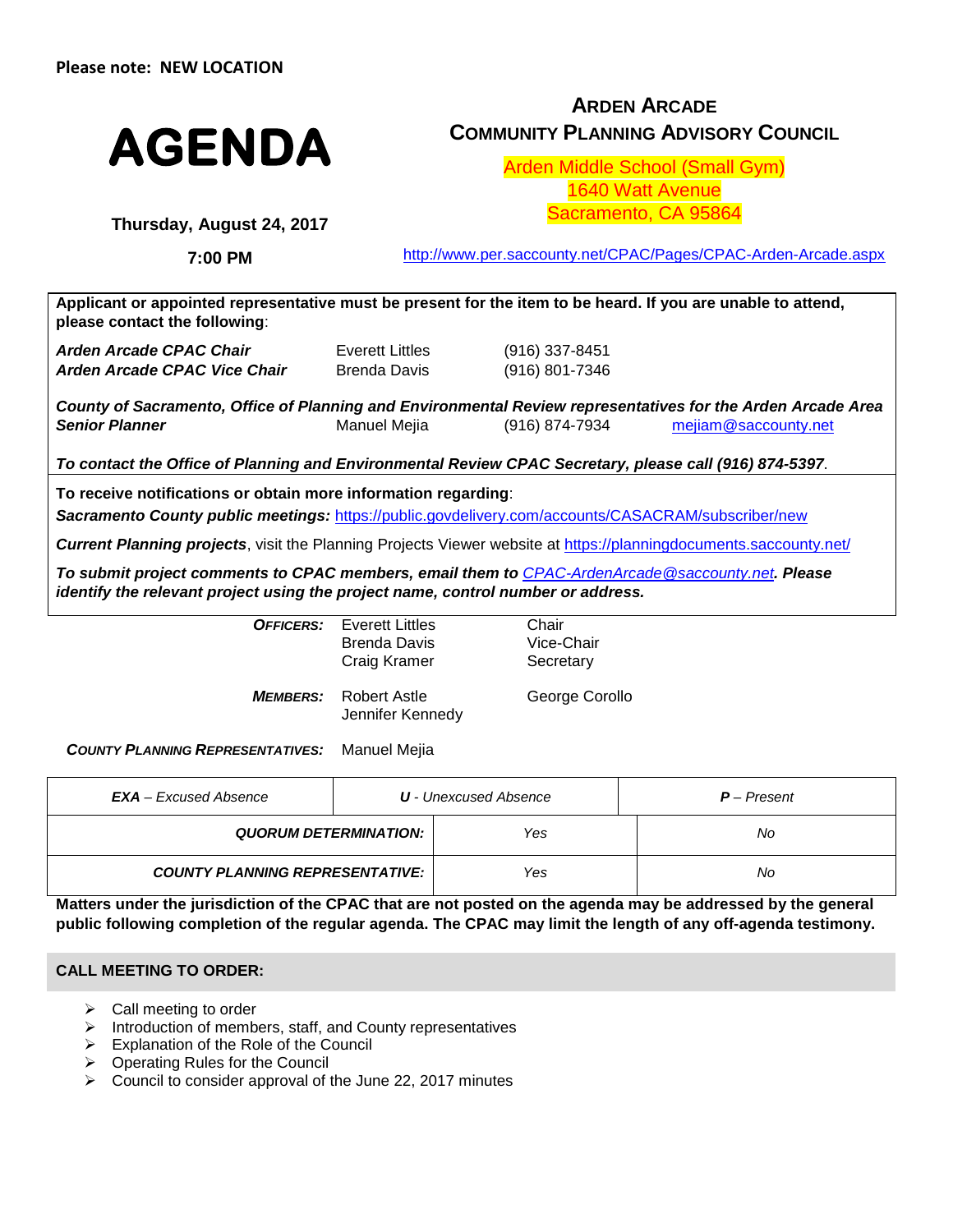**Please note: NEW LOCATION**

# AGENDA

**Thursday, August 24, 2017**

**7:00 PM**

## ARDEN ARCADE
## COMMUNITY PLANNING ADVISORY COUNCIL

Arden Middle School (Small Gym)
1640 Watt Avenue
Sacramento, CA 95864

http://www.per.saccounty.net/CPAC/Pages/CPAC-Arden-Arcade.aspx

**Applicant or appointed representative must be present for the item to be heard. If you are unable to attend, please contact the following**:

| | | |
|---|---|---|
| ***Arden Arcade CPAC Chair*** | Everett Littles | (916) 337-8451 |
| ***Arden Arcade CPAC Vice Chair*** | Brenda Davis | (916) 801-7346 |

***County of Sacramento, Office of Planning and Environmental Review representatives for the Arden Arcade Area***

| | | | |
|---|---|---|---|
| ***Senior Planner*** | Manuel Mejia | (916) 874-7934 | mejiam@saccounty.net |

***To contact the Office of Planning and Environmental Review CPAC Secretary, please call (916) 874-5397***.

**To receive notifications or obtain more information regarding**:

***Sacramento County public meetings:*** https://public.govdelivery.com/accounts/CASACRAM/subscriber/new

***Current Planning projects***, visit the Planning Projects Viewer website at https://planningdocuments.saccounty.net/

***To submit project comments to CPAC members, email them to*** *CPAC-ArdenArcade@saccounty.net*. ***Please identify the relevant project using the project name, control number or address.***

| | | |
|---|---|---|
| ***OFFICERS:*** | Everett Littles | Chair |
| | Brenda Davis | Vice-Chair |
| | Craig Kramer | Secretary |
| ***MEMBERS:*** | Robert Astle | George Corollo |
| | Jennifer Kennedy | |
| ***COUNTY PLANNING REPRESENTATIVES:*** | Manuel Mejia | |

| ***EXA*** *– Excused Absence* | ***U*** *- Unexcused Absence* | ***P*** *– Present* |
|---|---|---|
| ***QUORUM DETERMINATION:*** | *Yes* | *No* |
| ***COUNTY PLANNING REPRESENTATIVE:*** | *Yes* | *No* |

**Matters under the jurisdiction of the CPAC that are not posted on the agenda may be addressed by the general public following completion of the regular agenda. The CPAC may limit the length of any off-agenda testimony.**

### CALL MEETING TO ORDER:

- Call meeting to order
- Introduction of members, staff, and County representatives
- Explanation of the Role of the Council
- Operating Rules for the Council
- Council to consider approval of the June 22, 2017 minutes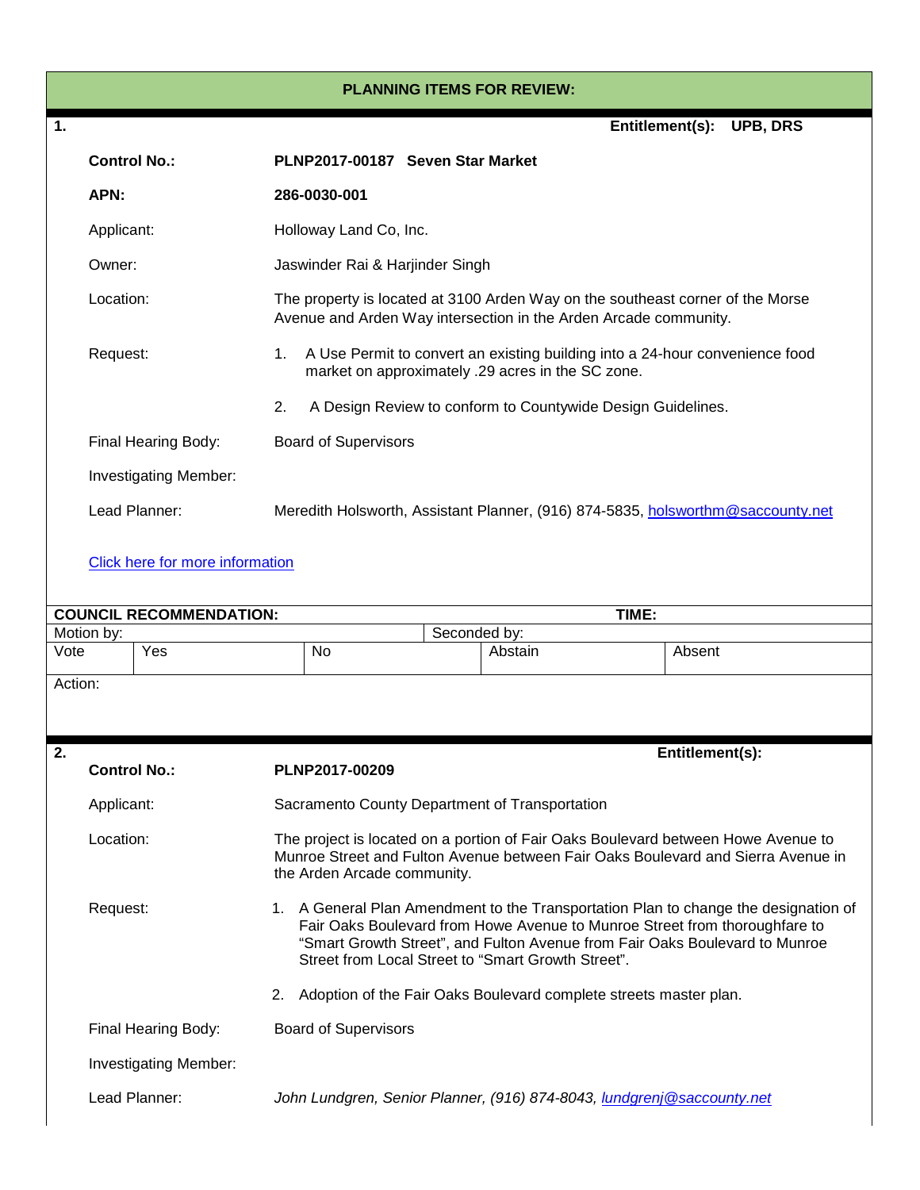## PLANNING ITEMS FOR REVIEW:

**1.** **Entitlement(s): UPB, DRS**

| | |
|---|---|
| **Control No.:** | **PLNP2017-00187 Seven Star Market** |
| **APN:** | **286-0030-001** |
| Applicant: | Holloway Land Co, Inc. |
| Owner: | Jaswinder Rai & Harjinder Singh |
| Location: | The property is located at 3100 Arden Way on the southeast corner of the Morse Avenue and Arden Way intersection in the Arden Arcade community. |
| Request: | 1. A Use Permit to convert an existing building into a 24-hour convenience food market on approximately .29 acres in the SC zone.<br>2. A Design Review to conform to Countywide Design Guidelines. |
| Final Hearing Body: | Board of Supervisors |
| Investigating Member: | |
| Lead Planner: | Meredith Holsworth, Assistant Planner, (916) 874-5835, holsworthm@saccounty.net |

Click here for more information

| **COUNCIL RECOMMENDATION:** | | | **TIME:** | |
|---|---|---|---|---|
| Motion by: | | Seconded by: | | |
| Vote | Yes | No | Abstain | Absent |
| Action: | | | | |

**2.** **Entitlement(s):**

| | |
|---|---|
| **Control No.:** | **PLNP2017-00209** |
| Applicant: | Sacramento County Department of Transportation |
| Location: | The project is located on a portion of Fair Oaks Boulevard between Howe Avenue to Munroe Street and Fulton Avenue between Fair Oaks Boulevard and Sierra Avenue in the Arden Arcade community. |
| Request: | 1. A General Plan Amendment to the Transportation Plan to change the designation of Fair Oaks Boulevard from Howe Avenue to Munroe Street from thoroughfare to "Smart Growth Street", and Fulton Avenue from Fair Oaks Boulevard to Munroe Street from Local Street to "Smart Growth Street".<br>2. Adoption of the Fair Oaks Boulevard complete streets master plan. |
| Final Hearing Body: | Board of Supervisors |
| Investigating Member: | |
| Lead Planner: | *John Lundgren, Senior Planner, (916) 874-8043, lundgrenj@saccounty.net* |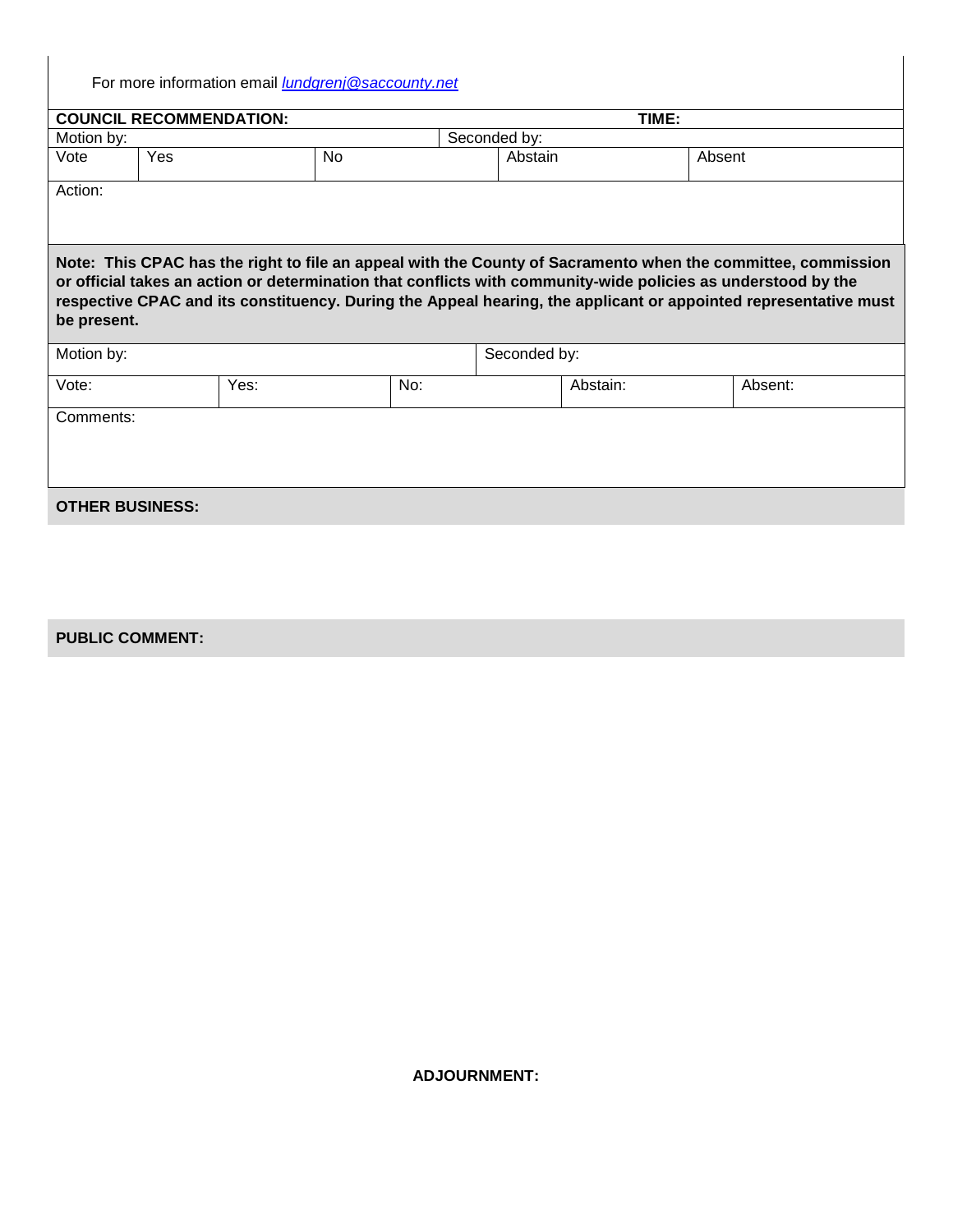For more information email *lundgrenj@saccounty.net*

| **COUNCIL RECOMMENDATION:** | | | **TIME:** | |
|---|---|---|---|---|
| Motion by: | | Seconded by: | | |
| Vote | Yes | No | Abstain | Absent |
| Action: | | | | |

**Note: This CPAC has the right to file an appeal with the County of Sacramento when the committee, commission or official takes an action or determination that conflicts with community-wide policies as understood by the respective CPAC and its constituency. During the Appeal hearing, the applicant or appointed representative must be present.**

| Motion by: | | | Seconded by: | |
|---|---|---|---|---|
| Vote: | Yes: | No: | Abstain: | Absent: |
| Comments: | | | | |

**OTHER BUSINESS:**

**PUBLIC COMMENT:**

**ADJOURNMENT:**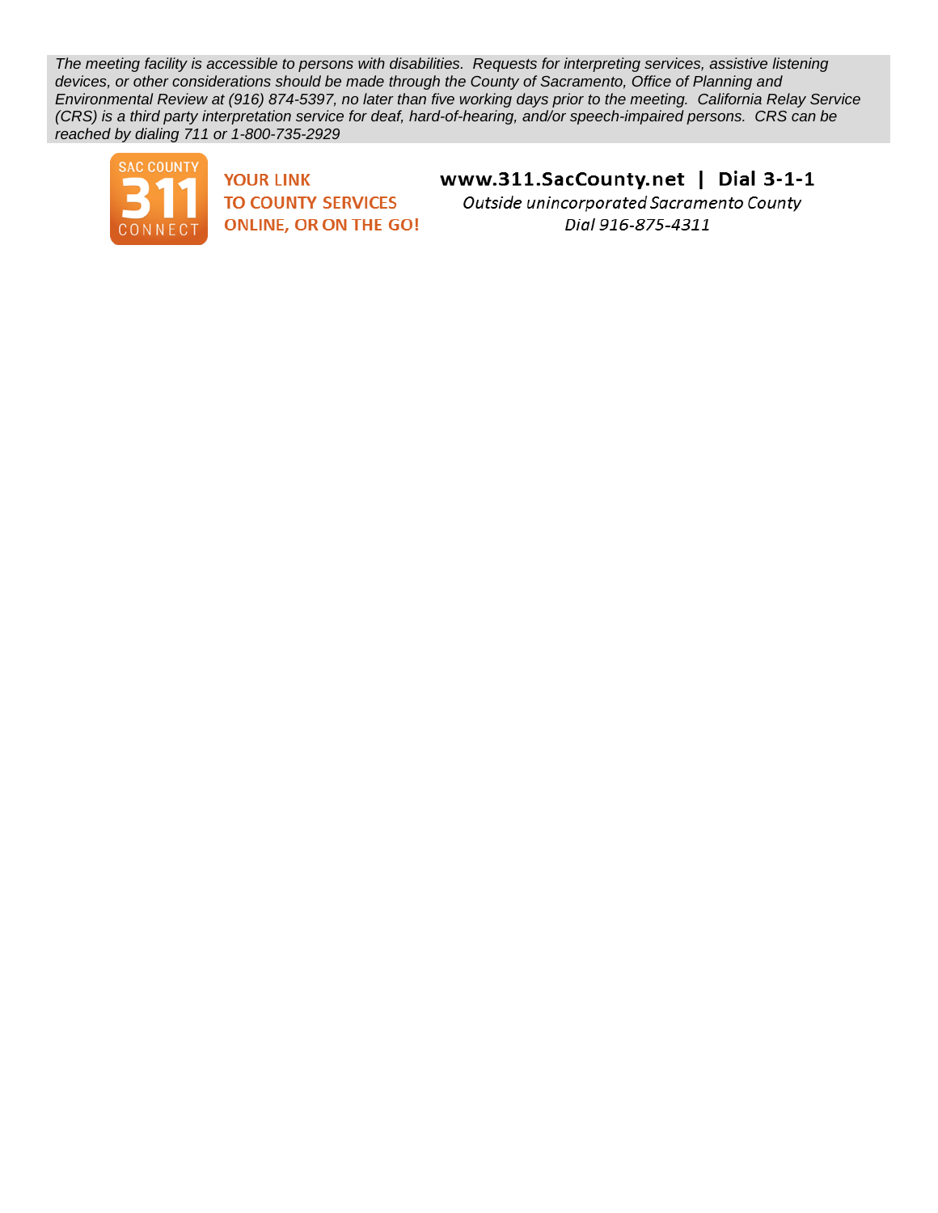*The meeting facility is accessible to persons with disabilities. Requests for interpreting services, assistive listening devices, or other considerations should be made through the County of Sacramento, Office of Planning and Environmental Review at (916) 874-5397, no later than five working days prior to the meeting. California Relay Service (CRS) is a third party interpretation service for deaf, hard-of-hearing, and/or speech-impaired persons. CRS can be reached by dialing 711 or 1-800-735-2929*

SAC COUNTY 311 CONNECT

**YOUR LINK TO COUNTY SERVICES ONLINE, OR ON THE GO!**

**www.311.SacCounty.net | Dial 3-1-1**

*Outside unincorporated Sacramento County*
*Dial 916-875-4311*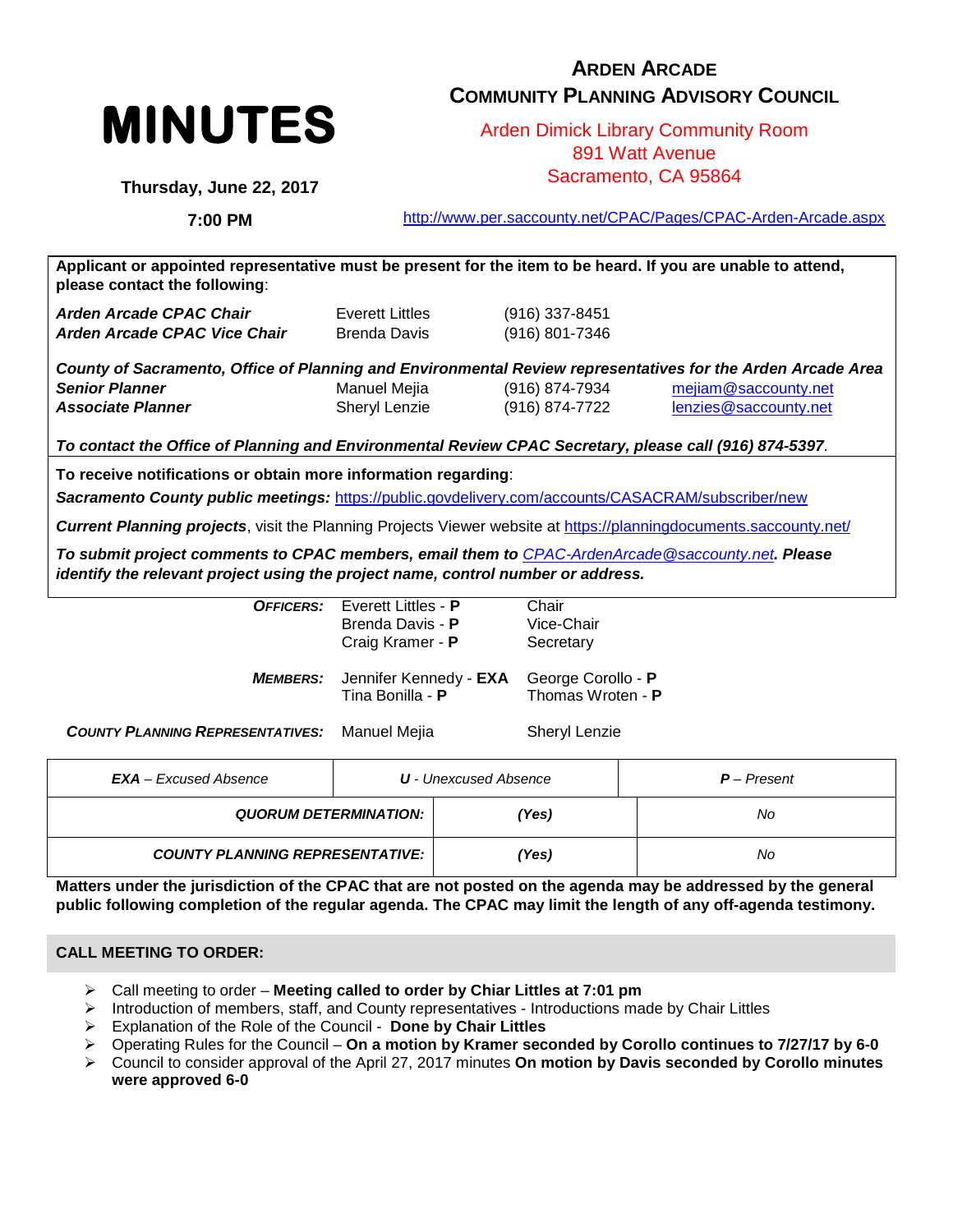# MINUTES

**Thursday, June 22, 2017**

**7:00 PM**

## ARDEN ARCADE COMMUNITY PLANNING ADVISORY COUNCIL

Arden Dimick Library Community Room
891 Watt Avenue
Sacramento, CA 95864

http://www.per.saccounty.net/CPAC/Pages/CPAC-Arden-Arcade.aspx

**Applicant or appointed representative must be present for the item to be heard. If you are unable to attend, please contact the following**:

| | | | |
|---|---|---|---|
| ***Arden Arcade CPAC Chair*** | Everett Littles | (916) 337-8451 | |
| ***Arden Arcade CPAC Vice Chair*** | Brenda Davis | (916) 801-7346 | |

***County of Sacramento, Office of Planning and Environmental Review representatives for the Arden Arcade Area***

| | | | |
|---|---|---|---|
| ***Senior Planner*** | Manuel Mejia | (916) 874-7934 | mejiam@saccounty.net |
| ***Associate Planner*** | Sheryl Lenzie | (916) 874-7722 | lenzies@saccounty.net |

***To contact the Office of Planning and Environmental Review CPAC Secretary, please call (916) 874-5397***.

**To receive notifications or obtain more information regarding**:

***Sacramento County public meetings:*** https://public.govdelivery.com/accounts/CASACRAM/subscriber/new

***Current Planning projects***, visit the Planning Projects Viewer website at https://planningdocuments.saccounty.net/

***To submit project comments to CPAC members, email them to*** *CPAC-ArdenArcade@saccounty.net*. ***Please identify the relevant project using the project name, control number or address.***

| | | |
|---|---|---|
| ***OFFICERS:*** | Everett Littles - **P** | Chair |
| | Brenda Davis - **P** | Vice-Chair |
| | Craig Kramer - **P** | Secretary |
| ***MEMBERS:*** | Jennifer Kennedy - **EXA** | George Corollo - **P** |
| | Tina Bonilla - **P** | Thomas Wroten - **P** |
| ***COUNTY PLANNING REPRESENTATIVES:*** | Manuel Mejia | Sheryl Lenzie |

| ***EXA*** *– Excused Absence* | ***U*** *- Unexcused Absence* | ***P*** *– Present* |
|---|---|---|
| ***QUORUM DETERMINATION:*** | *(Yes)* | *No* |
| ***COUNTY PLANNING REPRESENTATIVE:*** | *(Yes)* | *No* |

**Matters under the jurisdiction of the CPAC that are not posted on the agenda may be addressed by the general public following completion of the regular agenda. The CPAC may limit the length of any off-agenda testimony.**

## CALL MEETING TO ORDER:

- Call meeting to order – **Meeting called to order by Chiar Littles at 7:01 pm**
- Introduction of members, staff, and County representatives - Introductions made by Chair Littles
- Explanation of the Role of the Council - **Done by Chair Littles**
- Operating Rules for the Council – **On a motion by Kramer seconded by Corollo continues to 7/27/17 by 6-0**
- Council to consider approval of the April 27, 2017 minutes **On motion by Davis seconded by Corollo minutes were approved 6-0**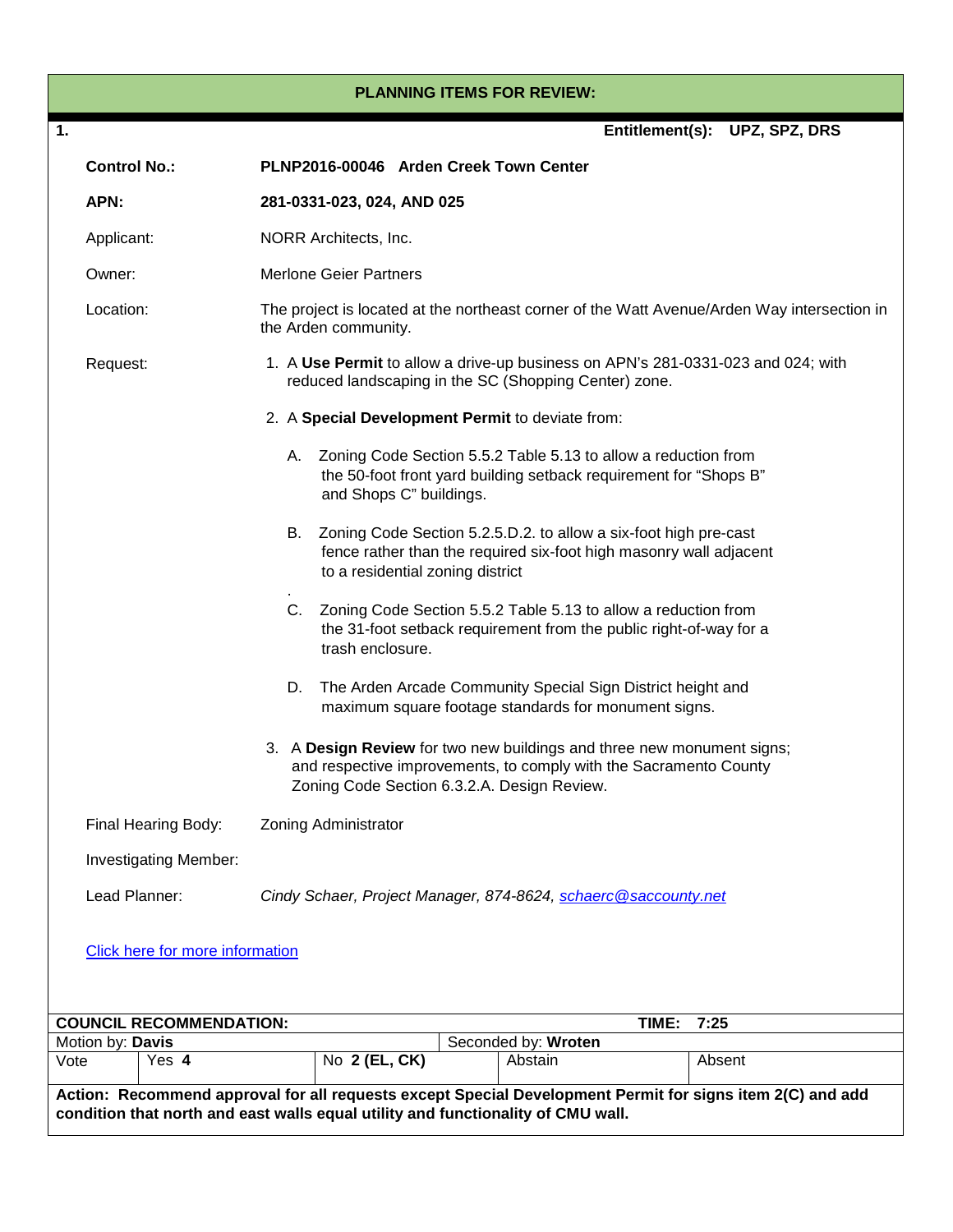## PLANNING ITEMS FOR REVIEW:

**1.** **Entitlement(s): UPZ, SPZ, DRS**

**Control No.:** **PLNP2016-00046 Arden Creek Town Center**

**APN:** **281-0331-023, 024, AND 025**

Applicant: NORR Architects, Inc.

Owner: Merlone Geier Partners

Location: The project is located at the northeast corner of the Watt Avenue/Arden Way intersection in the Arden community.

Request:

1. A **Use Permit** to allow a drive-up business on APN's 281-0331-023 and 024; with reduced landscaping in the SC (Shopping Center) zone.
2. A **Special Development Permit** to deviate from:
   - A. Zoning Code Section 5.5.2 Table 5.13 to allow a reduction from the 50-foot front yard building setback requirement for "Shops B" and Shops C" buildings.
   - B. Zoning Code Section 5.2.5.D.2. to allow a six-foot high pre-cast fence rather than the required six-foot high masonry wall adjacent to a residential zoning district
   - C. Zoning Code Section 5.5.2 Table 5.13 to allow a reduction from the 31-foot setback requirement from the public right-of-way for a trash enclosure.
   - D. The Arden Arcade Community Special Sign District height and maximum square footage standards for monument signs.
3. A **Design Review** for two new buildings and three new monument signs; and respective improvements, to comply with the Sacramento County Zoning Code Section 6.3.2.A. Design Review.

Final Hearing Body: Zoning Administrator

Investigating Member:

Lead Planner: *Cindy Schaer, Project Manager, 874-8624, schaerc@saccounty.net*

Click here for more information

| **COUNCIL RECOMMENDATION:** | | **TIME: 7:25** | | |
|---|---|---|---|---|
| Motion by: **Davis** | | Seconded by: **Wroten** | | |
| Vote | Yes **4** | No **2 (EL, CK)** | Abstain | Absent |

**Action: Recommend approval for all requests except Special Development Permit for signs item 2(C) and add condition that north and east walls equal utility and functionality of CMU wall.**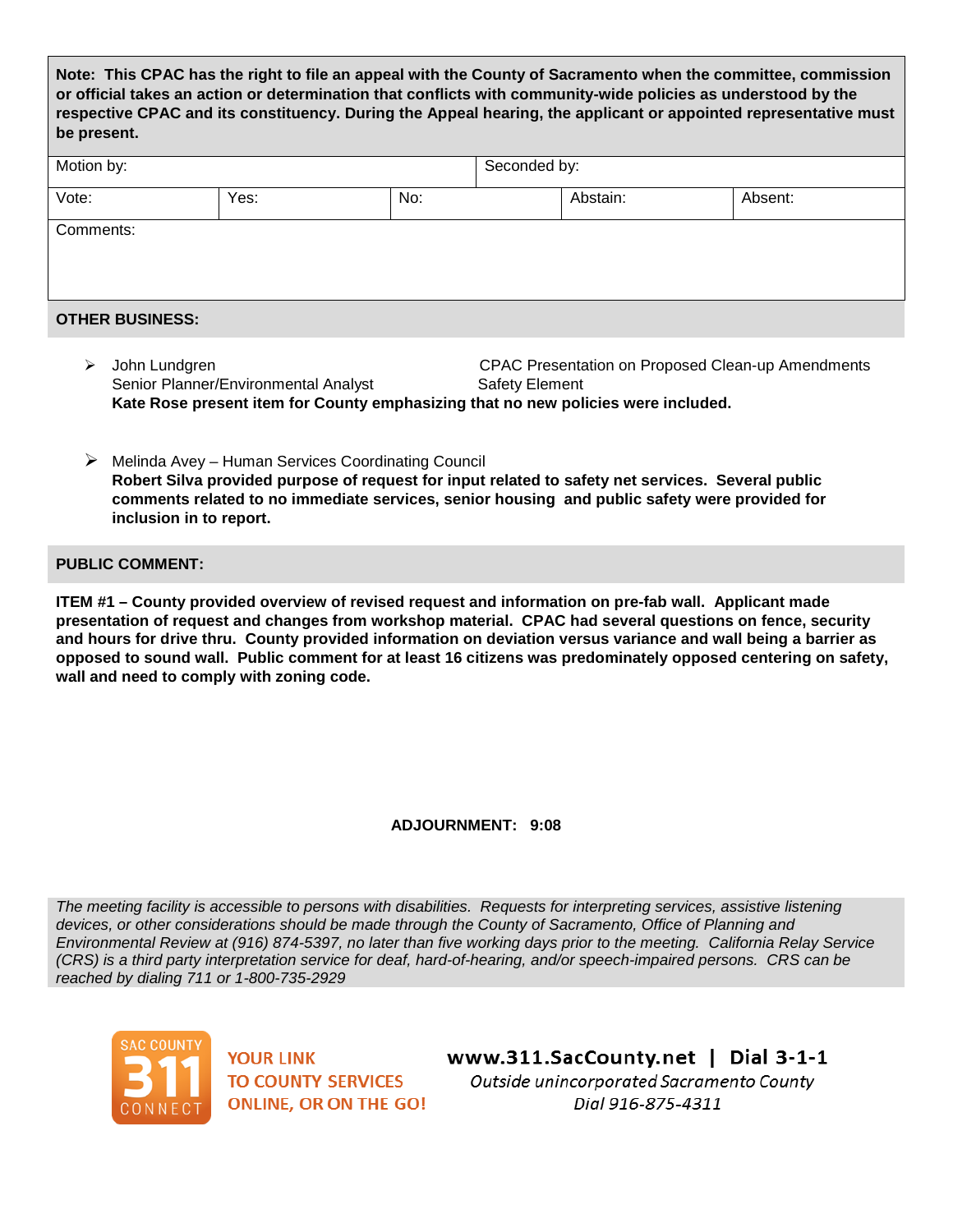**Note: This CPAC has the right to file an appeal with the County of Sacramento when the committee, commission or official takes an action or determination that conflicts with community-wide policies as understood by the respective CPAC and its constituency. During the Appeal hearing, the applicant or appointed representative must be present.**

| | | | | |
|---|---|---|---|---|
| Motion by: | | | Seconded by: | |
| Vote: | Yes: | No: | Abstain: | Absent: |
| Comments: | | | | |

**OTHER BUSINESS:**

- John Lundgren — CPAC Presentation on Proposed Clean-up Amendments
  Senior Planner/Environmental Analyst — Safety Element
  **Kate Rose present item for County emphasizing that no new policies were included.**

- Melinda Avey – Human Services Coordinating Council
  **Robert Silva provided purpose of request for input related to safety net services. Several public comments related to no immediate services, senior housing and public safety were provided for inclusion in to report.**

**PUBLIC COMMENT:**

**ITEM #1 – County provided overview of revised request and information on pre-fab wall. Applicant made presentation of request and changes from workshop material. CPAC had several questions on fence, security and hours for drive thru. County provided information on deviation versus variance and wall being a barrier as opposed to sound wall. Public comment for at least 16 citizens was predominately opposed centering on safety, wall and need to comply with zoning code.**

**ADJOURNMENT: 9:08**

*The meeting facility is accessible to persons with disabilities. Requests for interpreting services, assistive listening devices, or other considerations should be made through the County of Sacramento, Office of Planning and Environmental Review at (916) 874-5397, no later than five working days prior to the meeting. California Relay Service (CRS) is a third party interpretation service for deaf, hard-of-hearing, and/or speech-impaired persons. CRS can be reached by dialing 711 or 1-800-735-2929*

SAC COUNTY 311 CONNECT

YOUR LINK TO COUNTY SERVICES ONLINE, OR ON THE GO!

www.311.SacCounty.net | Dial 3-1-1

*Outside unincorporated Sacramento County Dial 916-875-4311*